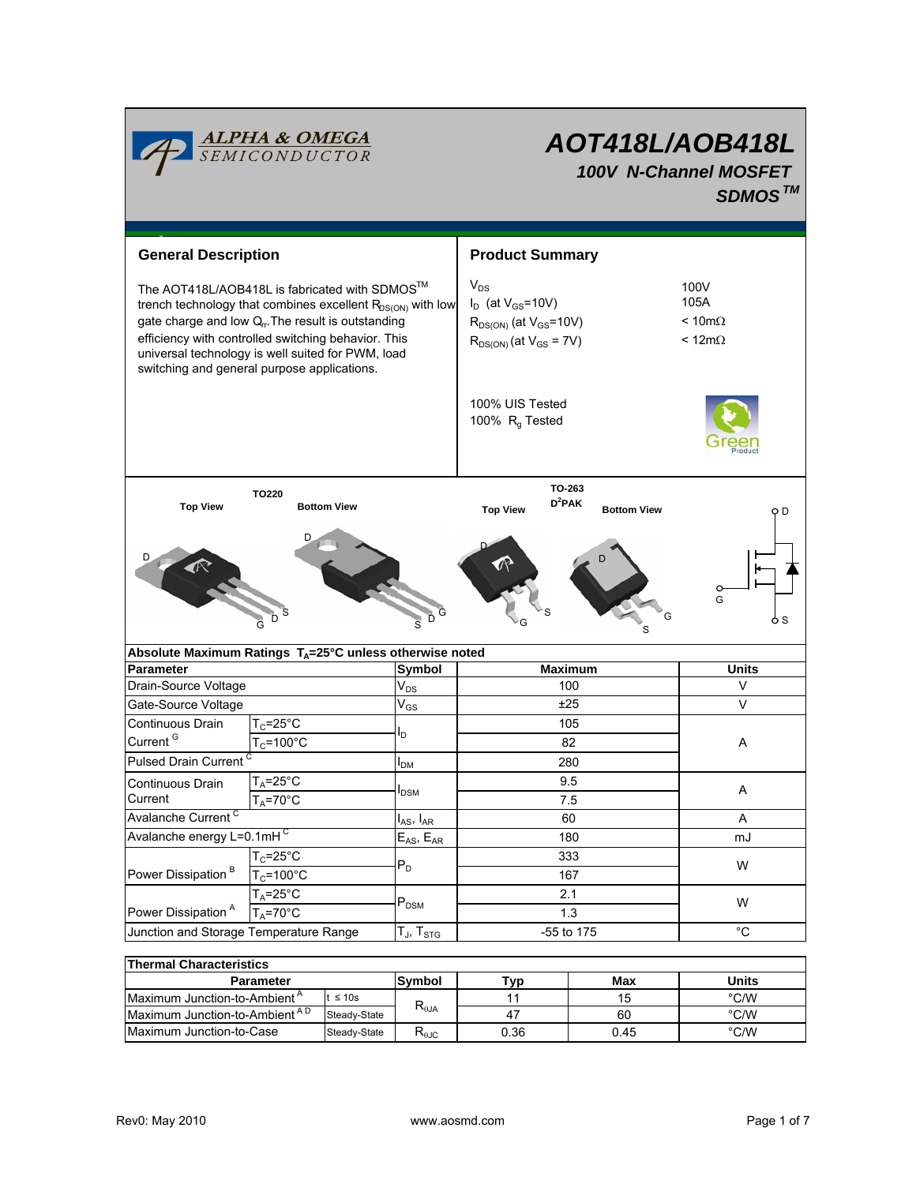# AOT418L/AOB418L

### 100V N-Channel MOSFET

### SDMOS™

ALPHA & OMEGA SEMICONDUCTOR

## General Description

The AOT418L/AOB418L is fabricated with SDMOS™ trench technology that combines excellent $R_{DS(ON)}$ with low gate charge and low $Q_{rr}$. The result is outstanding efficiency with controlled switching behavior. This universal technology is well suited for PWM, load switching and general purpose applications.

## Product Summary

| | |
|---|---|
| $V_{DS}$ | 100V |
| $I_D$ (at $V_{GS}$=10V) | 105A |
| $R_{DS(ON)}$ (at $V_{GS}$=10V) | < 10mΩ |
| $R_{DS(ON)}$ (at $V_{GS}$ = 7V) | < 12mΩ |

100% UIS Tested
100% $R_g$ Tested

TO220: Top View, Bottom View
TO-263 $D^2$PAK: Top View, Bottom View

### Absolute Maximum Ratings $T_A$=25°C unless otherwise noted

| Parameter | | Symbol | Maximum | Units |
|---|---|---|---|---|
| Drain-Source Voltage | | $V_{DS}$ | 100 | V |
| Gate-Source Voltage | | $V_{GS}$ | ±25 | V |
| Continuous Drain Current [G] | $T_C$=25°C | $I_D$ | 105 | A |
| | $T_C$=100°C | | 82 | |
| Pulsed Drain Current [C] | | $I_{DM}$ | 280 | |
| Continuous Drain Current | $T_A$=25°C | $I_{DSM}$ | 9.5 | A |
| | $T_A$=70°C | | 7.5 | |
| Avalanche Current [C] | | $I_{AS}$, $I_{AR}$ | 60 | A |
| Avalanche energy L=0.1mH [C] | | $E_{AS}$, $E_{AR}$ | 180 | mJ |
| Power Dissipation [B] | $T_C$=25°C | $P_D$ | 333 | W |
| | $T_C$=100°C | | 167 | |
| Power Dissipation [A] | $T_A$=25°C | $P_{DSM}$ | 2.1 | W |
| | $T_A$=70°C | | 1.3 | |
| Junction and Storage Temperature Range | | $T_J$, $T_{STG}$ | -55 to 175 | °C |

### Thermal Characteristics

| Parameter | | Symbol | Typ | Max | Units |
|---|---|---|---|---|---|
| Maximum Junction-to-Ambient [A] | t ≤ 10s | $R_{\theta JA}$ | 11 | 15 | °C/W |
| Maximum Junction-to-Ambient [A D] | Steady-State | | 47 | 60 | °C/W |
| Maximum Junction-to-Case | Steady-State | $R_{\theta JC}$ | 0.36 | 0.45 | °C/W |

Rev0: May 2010 www.aosmd.com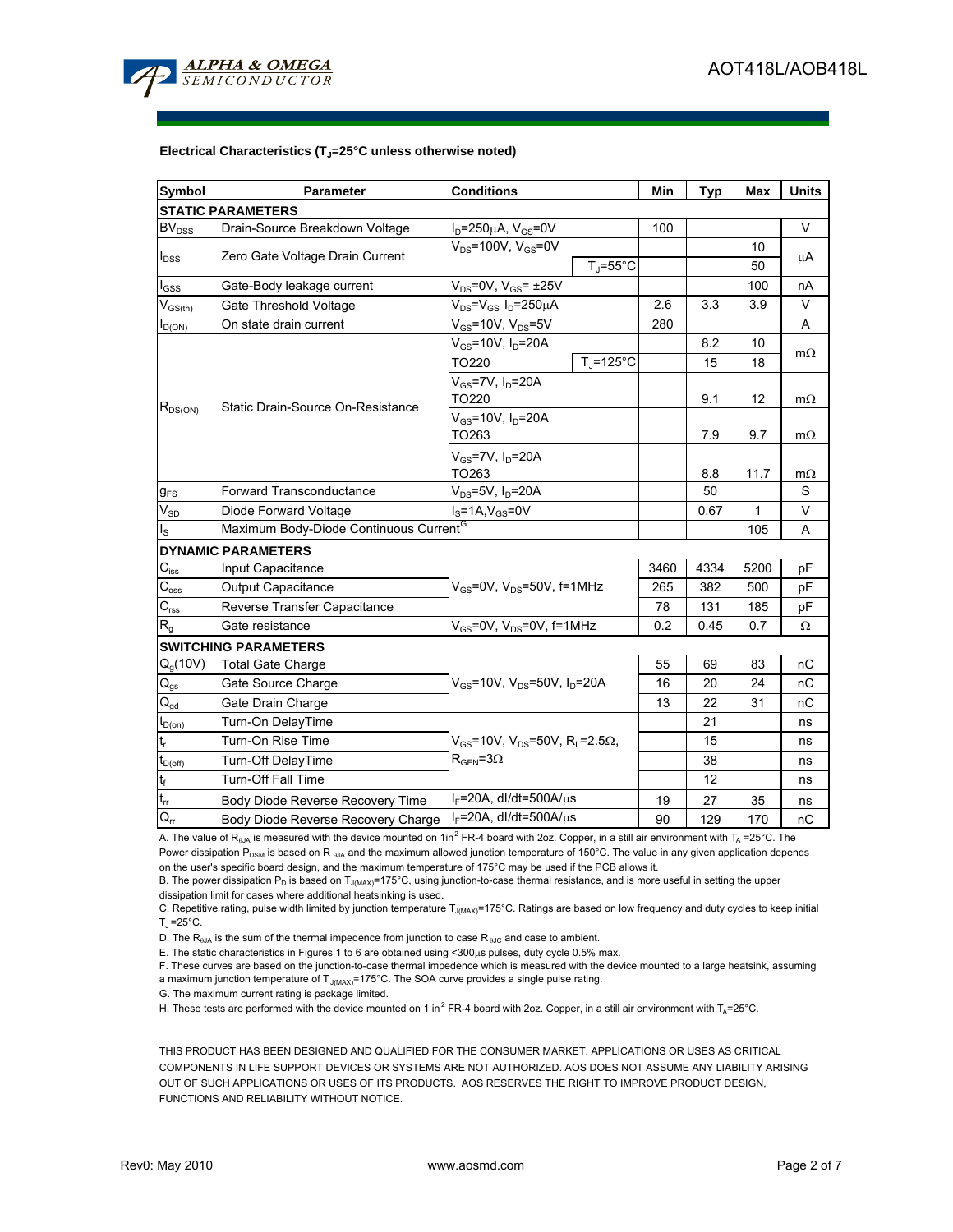**Electrical Characteristics ($T_J$=25°C unless otherwise noted)**

| Symbol | Parameter | Conditions | Min | Typ | Max | Units |
|---|---|---|---|---|---|---|
| **STATIC PARAMETERS** | | | | | | |
| $BV_{DSS}$ | Drain-Source Breakdown Voltage | $I_D$=250µA, $V_{GS}$=0V | 100 | | | V |
| $I_{DSS}$ | Zero Gate Voltage Drain Current | $V_{DS}$=100V, $V_{GS}$=0V | | | 10 | µA |
| | | $T_J$=55°C | | | 50 | |
| $I_{GSS}$ | Gate-Body leakage current | $V_{DS}$=0V, $V_{GS}$= ±25V | | | 100 | nA |
| $V_{GS(th)}$ | Gate Threshold Voltage | $V_{DS}$=$V_{GS}$ $I_D$=250µA | 2.6 | 3.3 | 3.9 | V |
| $I_{D(ON)}$ | On state drain current | $V_{GS}$=10V, $V_{DS}$=5V | 280 | | | A |
| $R_{DS(ON)}$ | Static Drain-Source On-Resistance | $V_{GS}$=10V, $I_D$=20A | | 8.2 | 10 | mΩ |
| | | TO220 $T_J$=125°C | | 15 | 18 | |
| | | $V_{GS}$=7V, $I_D$=20A TO220 | | 9.1 | 12 | mΩ |
| | | $V_{GS}$=10V, $I_D$=20A TO263 | | 7.9 | 9.7 | mΩ |
| | | $V_{GS}$=7V, $I_D$=20A TO263 | | 8.8 | 11.7 | mΩ |
| $g_{FS}$ | Forward Transconductance | $V_{DS}$=5V, $I_D$=20A | | 50 | | S |
| $V_{SD}$ | Diode Forward Voltage | $I_S$=1A,$V_{GS}$=0V | | 0.67 | 1 | V |
| $I_S$ | Maximum Body-Diode Continuous Current[G] | | | | 105 | A |
| **DYNAMIC PARAMETERS** | | | | | | |
| $C_{iss}$ | Input Capacitance | $V_{GS}$=0V, $V_{DS}$=50V, f=1MHz | 3460 | 4334 | 5200 | pF |
| $C_{oss}$ | Output Capacitance | | 265 | 382 | 500 | pF |
| $C_{rss}$ | Reverse Transfer Capacitance | | 78 | 131 | 185 | pF |
| $R_g$ | Gate resistance | $V_{GS}$=0V, $V_{DS}$=0V, f=1MHz | 0.2 | 0.45 | 0.7 | Ω |
| **SWITCHING PARAMETERS** | | | | | | |
| $Q_g$(10V) | Total Gate Charge | $V_{GS}$=10V, $V_{DS}$=50V, $I_D$=20A | 55 | 69 | 83 | nC |
| $Q_{gs}$ | Gate Source Charge | | 16 | 20 | 24 | nC |
| $Q_{gd}$ | Gate Drain Charge | | 13 | 22 | 31 | nC |
| $t_{D(on)}$ | Turn-On DelayTime | $V_{GS}$=10V, $V_{DS}$=50V, $R_L$=2.5Ω, $R_{GEN}$=3Ω | | 21 | | ns |
| $t_r$ | Turn-On Rise Time | | | 15 | | ns |
| $t_{D(off)}$ | Turn-Off DelayTime | | | 38 | | ns |
| $t_f$ | Turn-Off Fall Time | | | 12 | | ns |
| $t_{rr}$ | Body Diode Reverse Recovery Time | $I_F$=20A, dI/dt=500A/µs | 19 | 27 | 35 | ns |
| $Q_{rr}$ | Body Diode Reverse Recovery Charge | $I_F$=20A, dI/dt=500A/µs | 90 | 129 | 170 | nC |

A. The value of $R_{\theta JA}$ is measured with the device mounted on 1in$^2$ FR-4 board with 2oz. Copper, in a still air environment with $T_A$ =25°C. The Power dissipation $P_{DSM}$ is based on $R_{\theta JA}$ and the maximum allowed junction temperature of 150°C. The value in any given application depends on the user's specific board design, and the maximum temperature of 175°C may be used if the PCB allows it.

B. The power dissipation $P_D$ is based on $T_{J(MAX)}$=175°C, using junction-to-case thermal resistance, and is more useful in setting the upper dissipation limit for cases where additional heatsinking is used.

C. Repetitive rating, pulse width limited by junction temperature $T_{J(MAX)}$=175°C. Ratings are based on low frequency and duty cycles to keep initial $T_J$ =25°C.

D. The $R_{\theta JA}$ is the sum of the thermal impedence from junction to case $R_{\theta JC}$ and case to ambient.

E. The static characteristics in Figures 1 to 6 are obtained using <300µs pulses, duty cycle 0.5% max.

F. These curves are based on the junction-to-case thermal impedence which is measured with the device mounted to a large heatsink, assuming a maximum junction temperature of $T_{J(MAX)}$=175°C. The SOA curve provides a single pulse rating.

G. The maximum current rating is package limited.

H. These tests are performed with the device mounted on 1 in$^2$ FR-4 board with 2oz. Copper, in a still air environment with $T_A$=25°C.

THIS PRODUCT HAS BEEN DESIGNED AND QUALIFIED FOR THE CONSUMER MARKET. APPLICATIONS OR USES AS CRITICAL COMPONENTS IN LIFE SUPPORT DEVICES OR SYSTEMS ARE NOT AUTHORIZED. AOS DOES NOT ASSUME ANY LIABILITY ARISING OUT OF SUCH APPLICATIONS OR USES OF ITS PRODUCTS. AOS RESERVES THE RIGHT TO IMPROVE PRODUCT DESIGN, FUNCTIONS AND RELIABILITY WITHOUT NOTICE.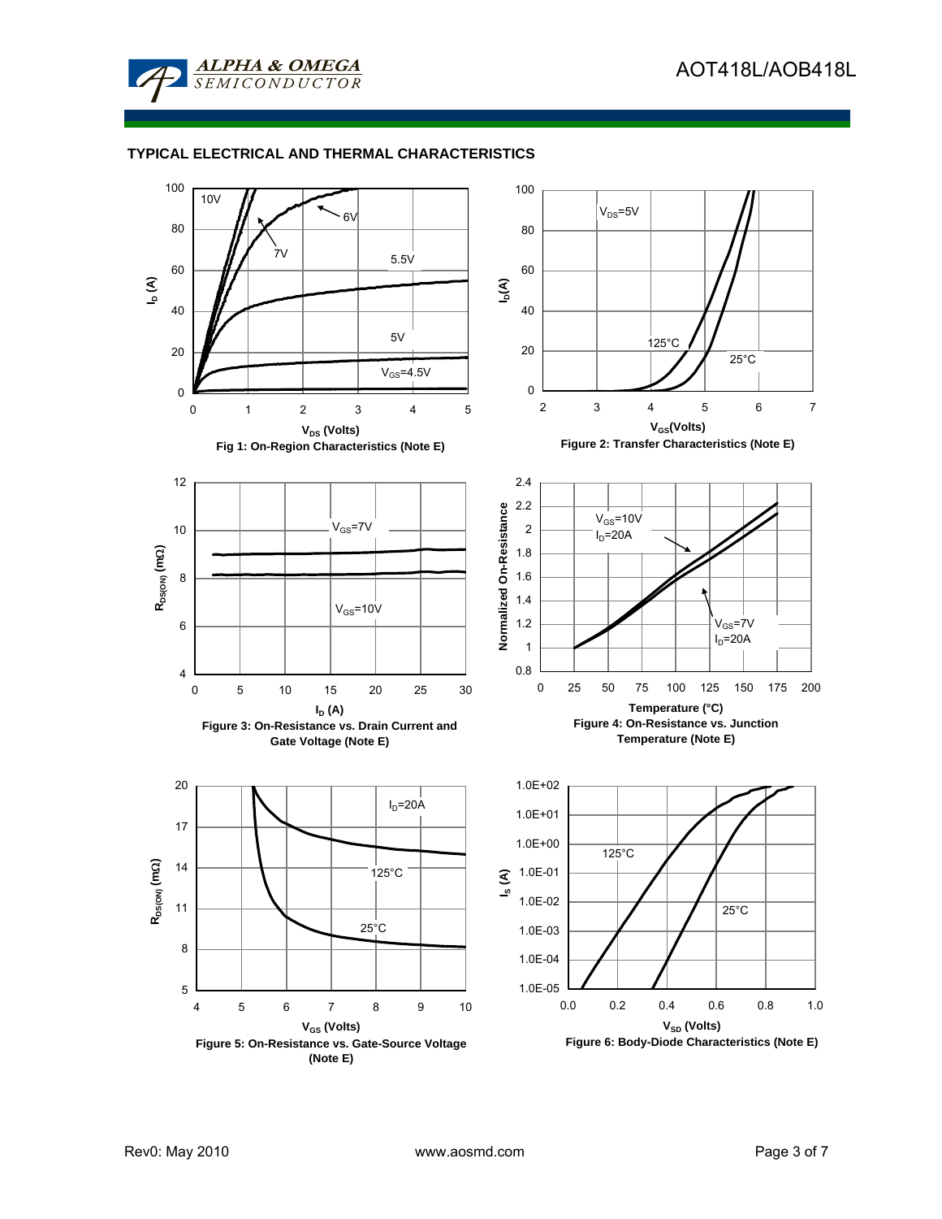## TYPICAL ELECTRICAL AND THERMAL CHARACTERISTICS

Fig 1: On-Region Characteristics (Note E)

Figure 2: Transfer Characteristics (Note E)

Figure 3: On-Resistance vs. Drain Current and Gate Voltage (Note E)

Figure 4: On-Resistance vs. Junction Temperature (Note E)

Figure 5: On-Resistance vs. Gate-Source Voltage (Note E)

Figure 6: Body-Diode Characteristics (Note E)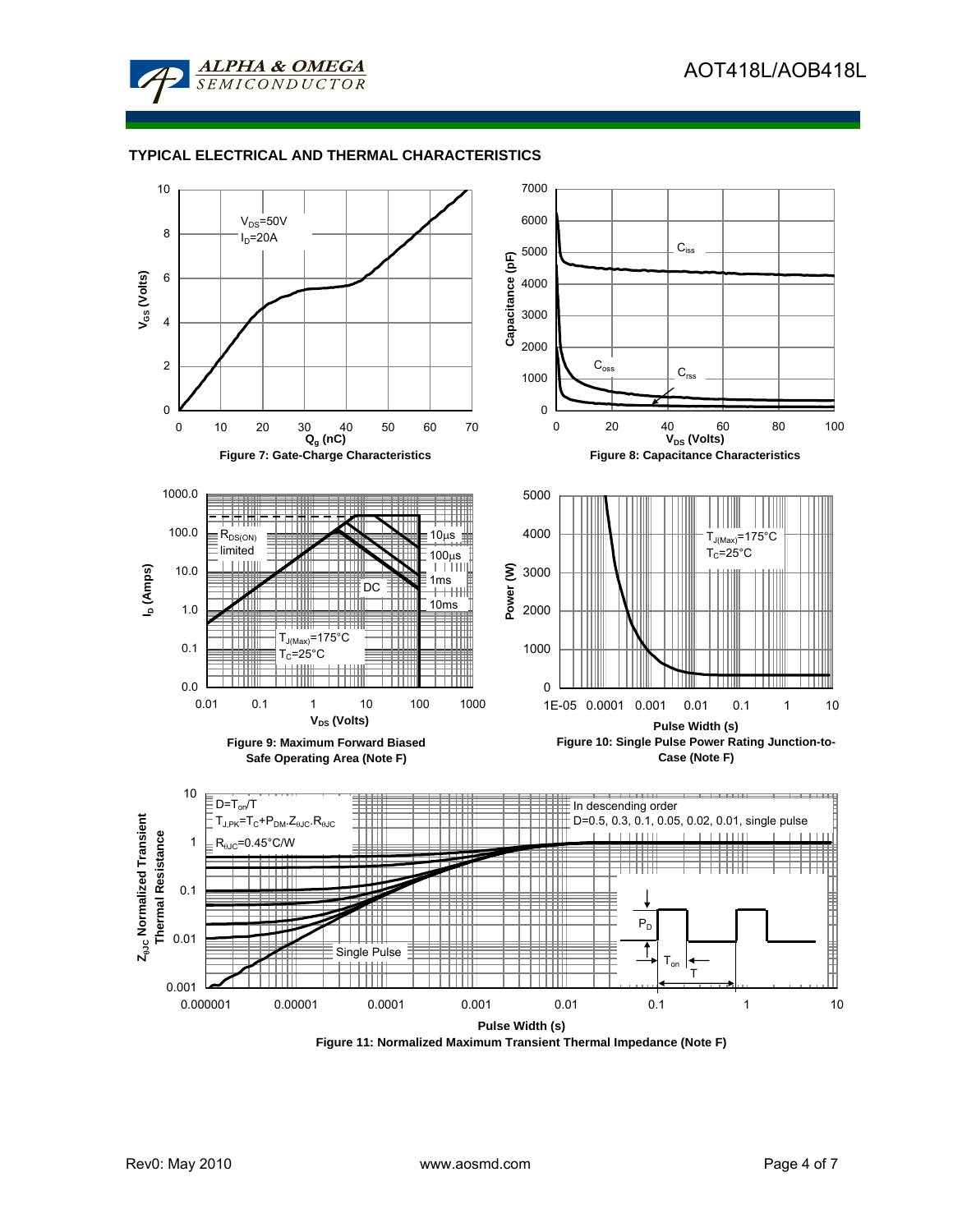## TYPICAL ELECTRICAL AND THERMAL CHARACTERISTICS

$V_{DS}$=50V
$I_D$=20A

**Figure 7: Gate-Charge Characteristics**

$C_{iss}$
$C_{oss}$
$C_{rss}$

**Figure 8: Capacitance Characteristics**

$R_{DS(ON)}$ limited
10µs
100µs
1ms
10ms
DC
$T_{J(Max)}$=175°C
$T_C$=25°C

**Figure 9: Maximum Forward Biased Safe Operating Area (Note F)**

$T_{J(Max)}$=175°C
$T_C$=25°C

**Figure 10: Single Pulse Power Rating Junction-to-Case (Note F)**

$D=T_{on}/T$
$T_{J,PK}=T_C+P_{DM}.Z_{\theta JC}.R_{\theta JC}$
$R_{\theta JC}$=0.45°C/W

In descending order
D=0.5, 0.3, 0.1, 0.05, 0.02, 0.01, single pulse

Single Pulse

**Figure 11: Normalized Maximum Transient Thermal Impedance (Note F)**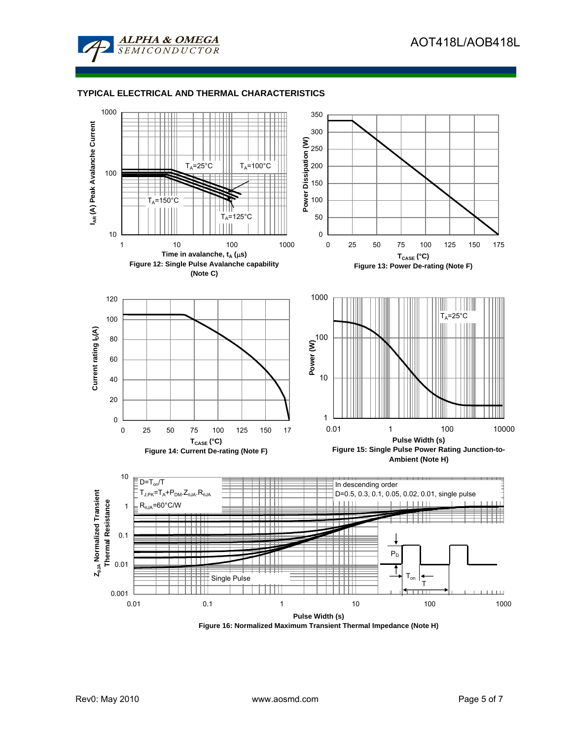## TYPICAL ELECTRICAL AND THERMAL CHARACTERISTICS

Figure 12: Single Pulse Avalanche capability (Note C)

Figure 13: Power De-rating (Note F)

Figure 14: Current De-rating (Note F)

Figure 15: Single Pulse Power Rating Junction-to-Ambient (Note H)

Figure 16: Normalized Maximum Transient Thermal Impedance (Note H)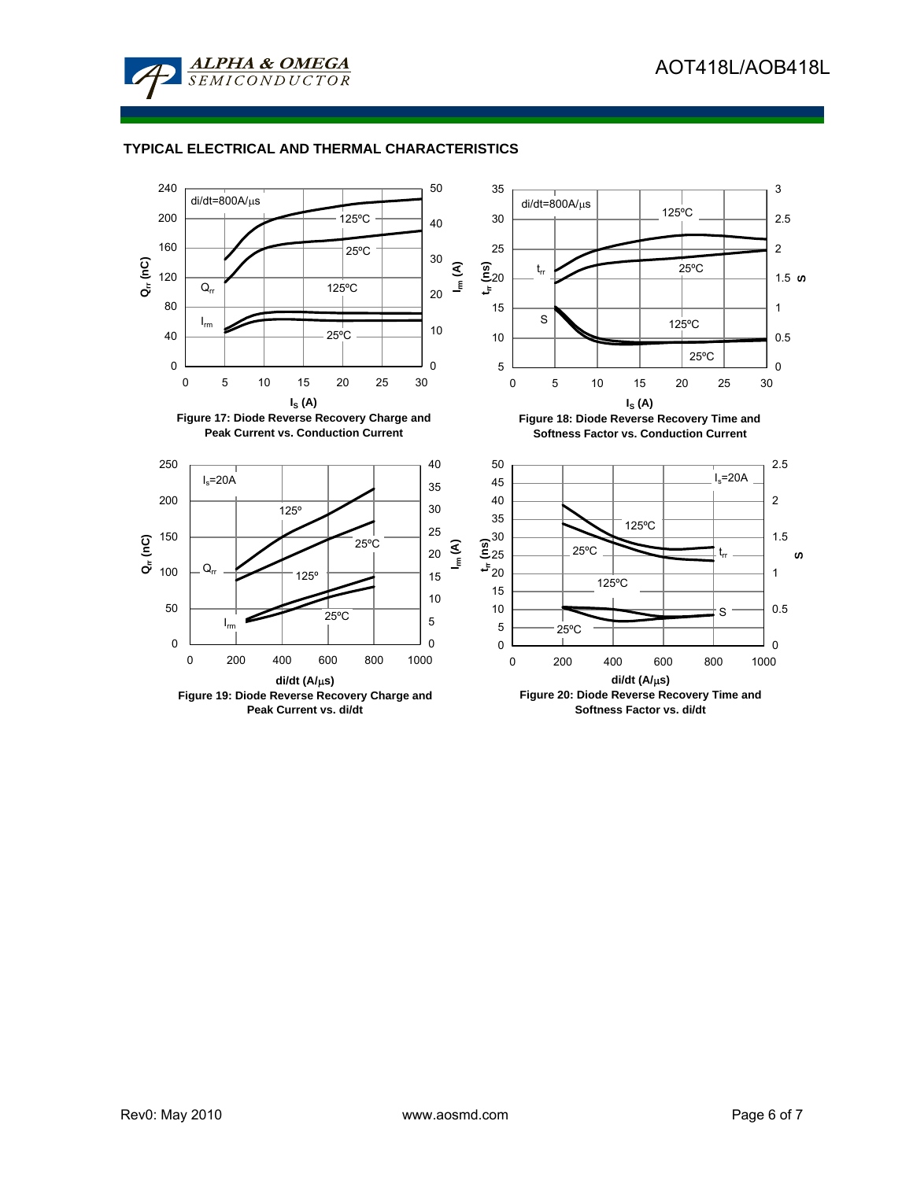## TYPICAL ELECTRICAL AND THERMAL CHARACTERISTICS

**Figure 17: Diode Reverse Recovery Charge and Peak Current vs. Conduction Current**

**Figure 18: Diode Reverse Recovery Time and Softness Factor vs. Conduction Current**

**Figure 19: Diode Reverse Recovery Charge and Peak Current vs. di/dt**

**Figure 20: Diode Reverse Recovery Time and Softness Factor vs. di/dt**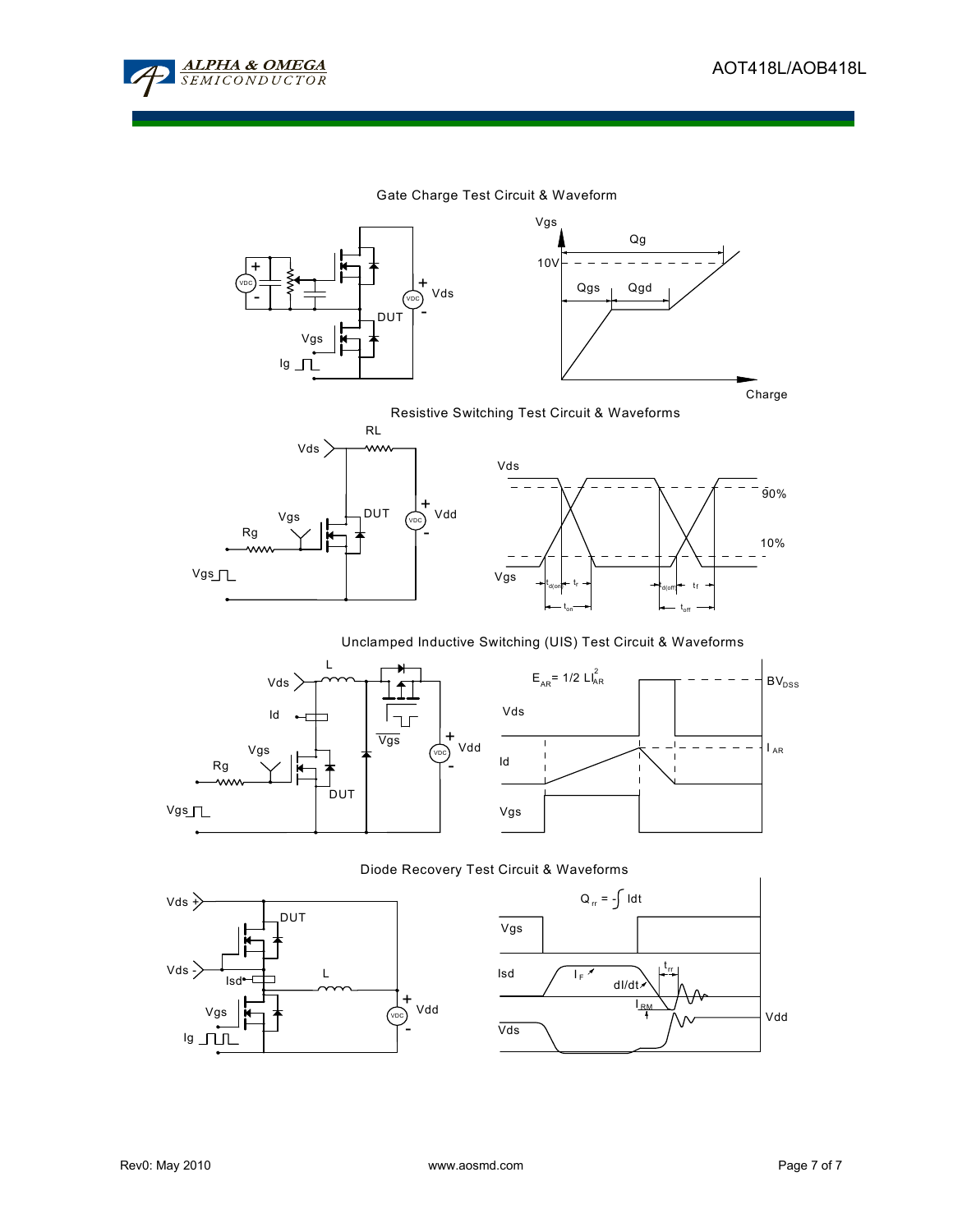## Gate Charge Test Circuit & Waveform

Vgs

Qg

10V

Qgs

Qgd

Vds

DUT

Vgs

Ig

Charge

## Resistive Switching Test Circuit & Waveforms

RL

Vds

Vgs

DUT

Vdd

Rg

Vgs

Vds

90%

10%

Vgs

$t_{d(on)}$ $t_r$ $t_{d(off)}$ $t_f$

$t_{on}$ $t_{off}$

## Unclamped Inductive Switching (UIS) Test Circuit & Waveforms

L

Vds

Id

Vgs

Rg

Vgs

DUT

Vgs

Vdd

$E_{AR} = 1/2\ LI_{AR}^2$

$BV_{DSS}$

Vds

Id

$I_{AR}$

Vgs

## Diode Recovery Test Circuit & Waveforms

Vds +

DUT

Vds -

Isd

L

Vgs

Vdd

Ig

$Q_{rr} = -\int Idt$

Vgs

Isd

$I_F$

dI/dt

$t_{rr}$

$I_{RM}$

Vds

Vdd